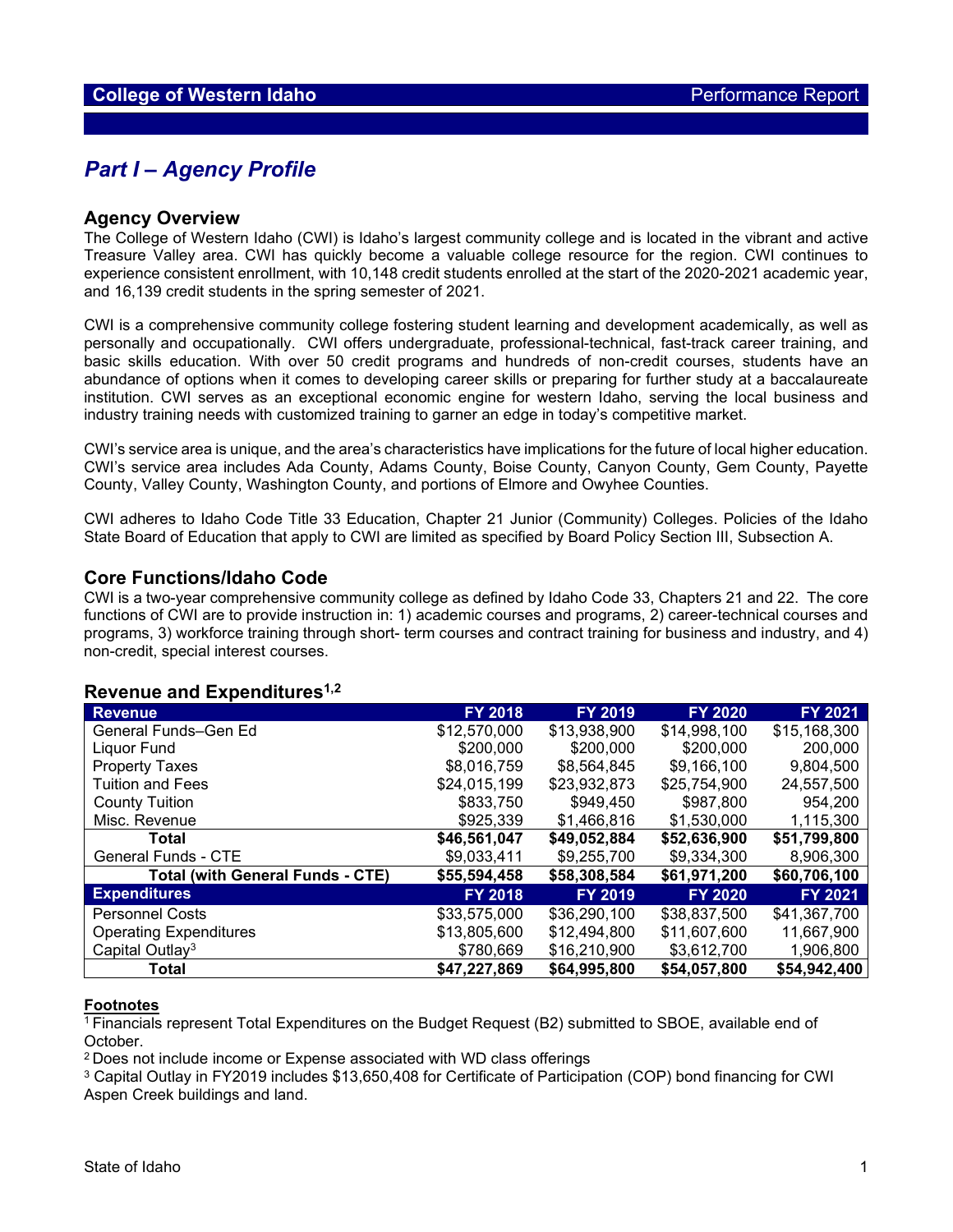**College of Western Idaho** Performance Report

# *Part I – Agency Profile*

## Agency Overview

The College of Western Idaho (CWI) is Idaho's largest community college and is located in the vibrant and active Treasure Valley area. CWI has quickly become a valuable college resource for the region. CWI continues to experience consistent enrollment, with 10,148 credit students enrolled at the start of the 2020-2021 academic year, and 16,139 credit students in the spring semester of 2021.

CWI is a comprehensive community college fostering student learning and development academically, as well as personally and occupationally. CWI offers undergraduate, professional-technical, fast-track career training, and basic skills education. With over 50 credit programs and hundreds of non-credit courses, students have an abundance of options when it comes to developing career skills or preparing for further study at a baccalaureate institution. CWI serves as an exceptional economic engine for western Idaho, serving the local business and industry training needs with customized training to garner an edge in today's competitive market.

CWI's service area is unique, and the area's characteristics have implications for the future of local higher education. CWI's service area includes Ada County, Adams County, Boise County, Canyon County, Gem County, Payette County, Valley County, Washington County, and portions of Elmore and Owyhee Counties.

CWI adheres to Idaho Code Title 33 Education, Chapter 21 Junior (Community) Colleges. Policies of the Idaho State Board of Education that apply to CWI are limited as specified by Board Policy Section III, Subsection A.

## Core Functions/Idaho Code

CWI is a two-year comprehensive community college as defined by Idaho Code 33, Chapters 21 and 22. The core functions of CWI are to provide instruction in: 1) academic courses and programs, 2) career-technical courses and programs, 3) workforce training through short- term courses and contract training for business and industry, and 4) non-credit, special interest courses.

## Revenue and Expenditures[1,2]

| Revenue | FY 2018 | FY 2019 | FY 2020 | FY 2021 |
|---|---|---|---|---|
| General Funds–Gen Ed | $12,570,000 | $13,938,900 | $14,998,100 | $15,168,300 |
| Liquor Fund | $200,000 | $200,000 | $200,000 | 200,000 |
| Property Taxes | $8,016,759 | $8,564,845 | $9,166,100 | 9,804,500 |
| Tuition and Fees | $24,015,199 | $23,932,873 | $25,754,900 | 24,557,500 |
| County Tuition | $833,750 | $949,450 | $987,800 | 954,200 |
| Misc. Revenue | $925,339 | $1,466,816 | $1,530,000 | 1,115,300 |
| **Total** | **$46,561,047** | **$49,052,884** | **$52,636,900** | **$51,799,800** |
| General Funds - CTE | $9,033,411 | $9,255,700 | $9,334,300 | 8,906,300 |
| **Total (with General Funds - CTE)** | **$55,594,458** | **$58,308,584** | **$61,971,200** | **$60,706,100** |
| **Expenditures** | **FY 2018** | **FY 2019** | **FY 2020** | **FY 2021** |
| Personnel Costs | $33,575,000 | $36,290,100 | $38,837,500 | $41,367,700 |
| Operating Expenditures | $13,805,600 | $12,494,800 | $11,607,600 | 11,667,900 |
| Capital Outlay[3] | $780,669 | $16,210,900 | $3,612,700 | 1,906,800 |
| **Total** | **$47,227,869** | **$64,995,800** | **$54,057,800** | **$54,942,400** |

**Footnotes**

[1] Financials represent Total Expenditures on the Budget Request (B2) submitted to SBOE, available end of October.

[2] Does not include income or Expense associated with WD class offerings

[3] Capital Outlay in FY2019 includes $13,650,408 for Certificate of Participation (COP) bond financing for CWI Aspen Creek buildings and land.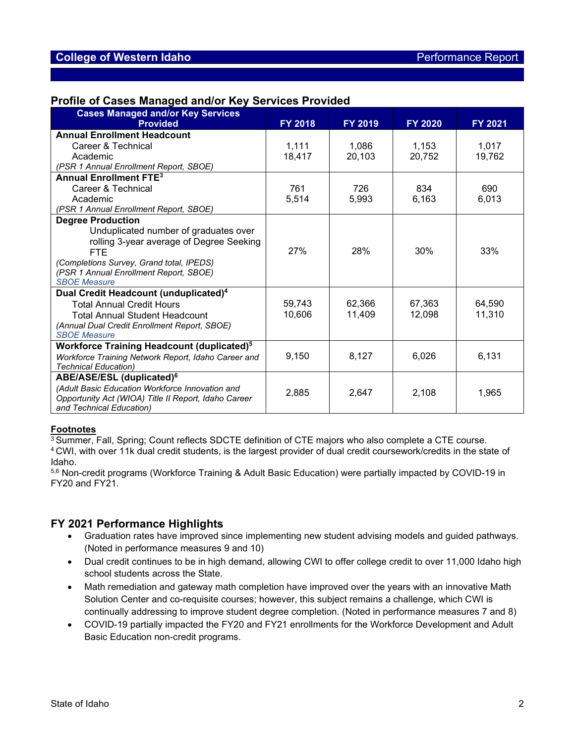## Profile of Cases Managed and/or Key Services Provided

| Cases Managed and/or Key Services Provided | FY 2018 | FY 2019 | FY 2020 | FY 2021 |
|---|---|---|---|---|
| **Annual Enrollment Headcount**<br>Career & Technical<br>Academic<br>*(PSR 1 Annual Enrollment Report, SBOE)* | <br>1,111<br>18,417 | <br>1,086<br>20,103 | <br>1,153<br>20,752 | <br>1,017<br>19,762 |
| **Annual Enrollment FTE**[3]<br>Career & Technical<br>Academic<br>*(PSR 1 Annual Enrollment Report, SBOE)* | <br>761<br>5,514 | <br>726<br>5,993 | <br>834<br>6,163 | <br>690<br>6,013 |
| **Degree Production**<br>Unduplicated number of graduates over rolling 3-year average of Degree Seeking FTE<br>*(Completions Survey, Grand total, IPEDS)*<br>*(PSR 1 Annual Enrollment Report, SBOE)*<br>*SBOE Measure* | 27% | 28% | 30% | 33% |
| **Dual Credit Headcount (unduplicated)**[4]<br>Total Annual Credit Hours<br>Total Annual Student Headcount<br>*(Annual Dual Credit Enrollment Report, SBOE)*<br>*SBOE Measure* | <br>59,743<br>10,606 | <br>62,366<br>11,409 | <br>67,363<br>12,098 | <br>64,590<br>11,310 |
| **Workforce Training Headcount (duplicated)**[5]<br>*Workforce Training Network Report, Idaho Career and Technical Education)* | 9,150 | 8,127 | 6,026 | 6,131 |
| **ABE/ASE/ESL (duplicated)**[6]<br>*(Adult Basic Education Workforce Innovation and Opportunity Act (WIOA) Title II Report, Idaho Career and Technical Education)* | 2,885 | 2,647 | 2,108 | 1,965 |

**Footnotes**

[3] Summer, Fall, Spring; Count reflects SDCTE definition of CTE majors who also complete a CTE course.

[4] CWI, with over 11k dual credit students, is the largest provider of dual credit coursework/credits in the state of Idaho.

[5,6] Non-credit programs (Workforce Training & Adult Basic Education) were partially impacted by COVID-19 in FY20 and FY21.

## FY 2021 Performance Highlights

- Graduation rates have improved since implementing new student advising models and guided pathways. (Noted in performance measures 9 and 10)
- Dual credit continues to be in high demand, allowing CWI to offer college credit to over 11,000 Idaho high school students across the State.
- Math remediation and gateway math completion have improved over the years with an innovative Math Solution Center and co-requisite courses; however, this subject remains a challenge, which CWI is continually addressing to improve student degree completion. (Noted in performance measures 7 and 8)
- COVID-19 partially impacted the FY20 and FY21 enrollments for the Workforce Development and Adult Basic Education non-credit programs.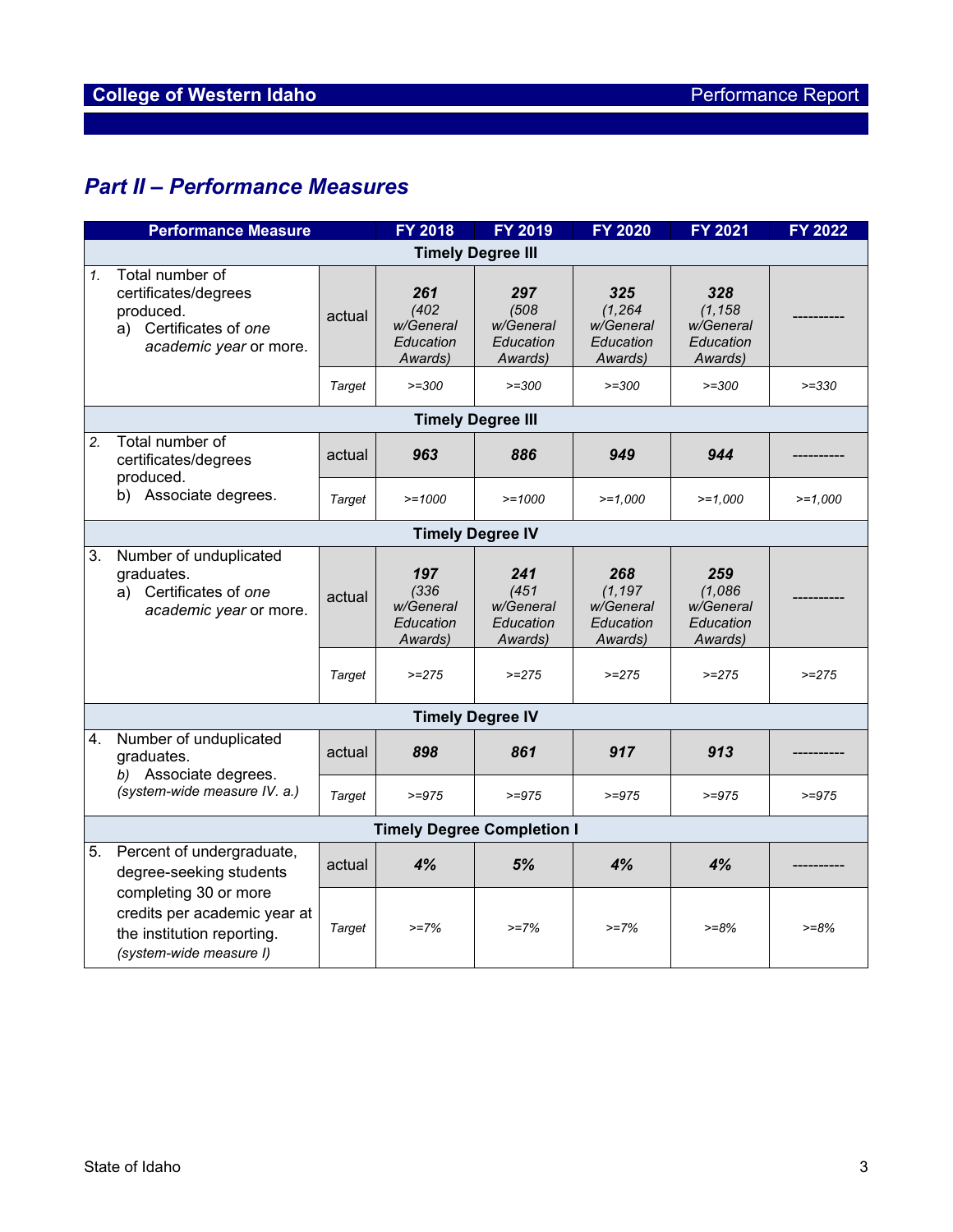## Part II – Performance Measures

| Performance Measure | | FY 2018 | FY 2019 | FY 2020 | FY 2021 | FY 2022 |
|---|---|---|---|---|---|---|
| **Timely Degree III** | | | | | | |
| 1. Total number of certificates/degrees produced. a) Certificates of *one academic year* or more. | actual | ***261*** *(402 w/General Education Awards)* | ***297*** *(508 w/General Education Awards)* | ***325*** *(1,264 w/General Education Awards)* | ***328*** *(1,158 w/General Education Awards)* | ---------- |
| | *Target* | *>=300* | *>=300* | *>=300* | *>=300* | *>=330* |
| **Timely Degree III** | | | | | | |
| 2. Total number of certificates/degrees produced. b) Associate degrees. | actual | ***963*** | ***886*** | ***949*** | ***944*** | ---------- |
| | *Target* | *>=1000* | *>=1000* | *>=1,000* | *>=1,000* | *>=1,000* |
| **Timely Degree IV** | | | | | | |
| 3. Number of unduplicated graduates. a) Certificates of *one academic year* or more. | actual | ***197*** *(336 w/General Education Awards)* | ***241*** *(451 w/General Education Awards)* | ***268*** *(1,197 w/General Education Awards)* | ***259*** *(1,086 w/General Education Awards)* | ---------- |
| | *Target* | *>=275* | *>=275* | *>=275* | *>=275* | *>=275* |
| **Timely Degree IV** | | | | | | |
| 4. Number of unduplicated graduates. *b)* Associate degrees. *(system-wide measure IV. a.)* | actual | ***898*** | ***861*** | ***917*** | ***913*** | ---------- |
| | *Target* | *>=975* | *>=975* | *>=975* | *>=975* | *>=975* |
| **Timely Degree Completion I** | | | | | | |
| 5. Percent of undergraduate, degree-seeking students completing 30 or more credits per academic year at the institution reporting. *(system-wide measure I)* | actual | ***4%*** | ***5%*** | ***4%*** | ***4%*** | ---------- |
| | *Target* | *>=7%* | *>=7%* | *>=7%* | *>=8%* | *>=8%* |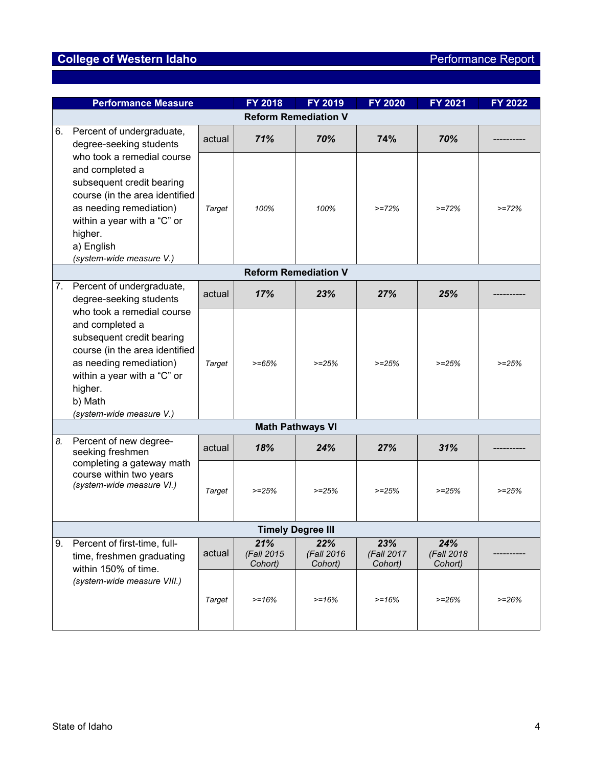## College of Western Idaho — Performance Report

| Performance Measure | | FY 2018 | FY 2019 | FY 2020 | FY 2021 | FY 2022 |
|---|---|---|---|---|---|---|
| **Reform Remediation V** | | | | | | |
| 6. Percent of undergraduate, degree-seeking students who took a remedial course and completed a subsequent credit bearing course (in the area identified as needing remediation) within a year with a "C" or higher. a) English *(system-wide measure V.)* | actual | ***71%*** | ***70%*** | ***74%*** | ***70%*** | ---------- |
| | *Target* | *100%* | *100%* | *>=72%* | *>=72%* | *>=72%* |
| **Reform Remediation V** | | | | | | |
| 7. Percent of undergraduate, degree-seeking students who took a remedial course and completed a subsequent credit bearing course (in the area identified as needing remediation) within a year with a "C" or higher. b) Math *(system-wide measure V.)* | actual | ***17%*** | ***23%*** | ***27%*** | ***25%*** | ---------- |
| | *Target* | *>=65%* | *>=25%* | *>=25%* | *>=25%* | *>=25%* |
| **Math Pathways VI** | | | | | | |
| 8. Percent of new degree-seeking freshmen completing a gateway math course within two years *(system-wide measure VI.)* | actual | ***18%*** | ***24%*** | ***27%*** | ***31%*** | ---------- |
| | *Target* | *>=25%* | *>=25%* | *>=25%* | *>=25%* | *>=25%* |
| **Timely Degree III** | | | | | | |
| 9. Percent of first-time, full-time, freshmen graduating within 150% of time. *(system-wide measure VIII.)* | actual | ***21%*** *(Fall 2015 Cohort)* | ***22%*** *(Fall 2016 Cohort)* | ***23%*** *(Fall 2017 Cohort)* | ***24%*** *(Fall 2018 Cohort)* | ---------- |
| | *Target* | *>=16%* | *>=16%* | *>=16%* | *>=26%* | *>=26%* |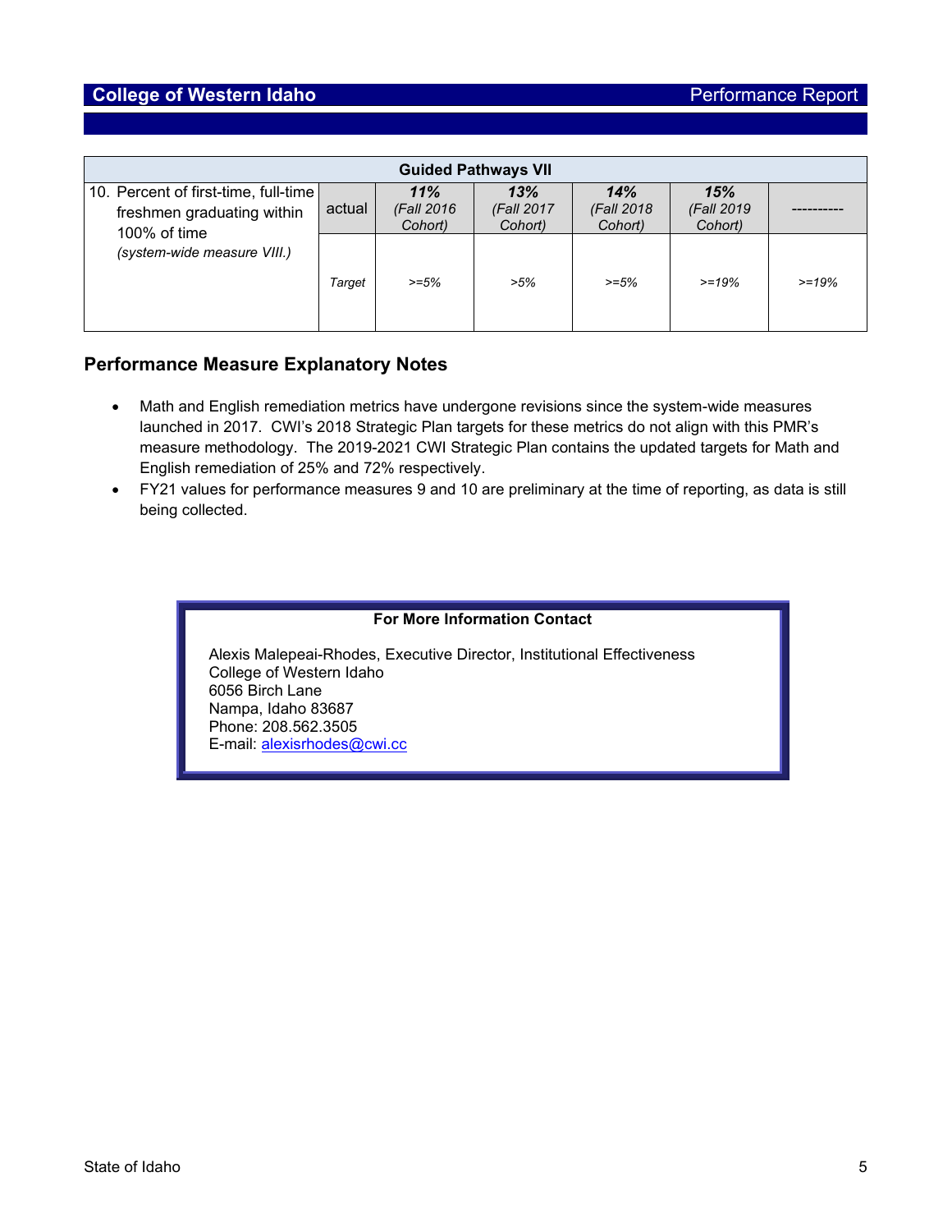| Guided Pathways VII | | | | | | |
|---|---|---|---|---|---|---|
| 10. Percent of first-time, full-time freshmen graduating within 100% of time *(system-wide measure VIII.)* | actual | ***11%*** *(Fall 2016 Cohort)* | ***13%*** *(Fall 2017 Cohort)* | ***14%*** *(Fall 2018 Cohort)* | ***15%*** *(Fall 2019 Cohort)* | ---------- |
| | *Target* | *>=5%* | *>5%* | *>=5%* | *>=19%* | *>=19%* |

## Performance Measure Explanatory Notes

- Math and English remediation metrics have undergone revisions since the system-wide measures launched in 2017. CWI's 2018 Strategic Plan targets for these metrics do not align with this PMR's measure methodology. The 2019-2021 CWI Strategic Plan contains the updated targets for Math and English remediation of 25% and 72% respectively.
- FY21 values for performance measures 9 and 10 are preliminary at the time of reporting, as data is still being collected.

**For More Information Contact**

Alexis Malepeai-Rhodes, Executive Director, Institutional Effectiveness
College of Western Idaho
6056 Birch Lane
Nampa, Idaho 83687
Phone: 208.562.3505
E-mail: alexisrhodes@cwi.cc